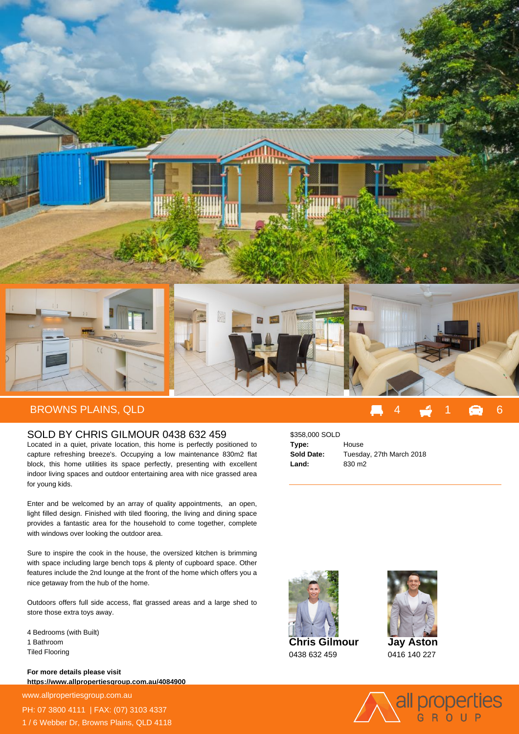## BROWNS PLAINS, QLD

4 1 6

## SOLD BY CHRIS GILMOUR 0438 632 459

Located in a quiet, private location, this home is perfectly positioned to capture refreshing breeze's. Occupying a low maintenance 830m2 flat block, this home utilities its space perfectly, presenting with excellent indoor living spaces and outdoor entertaining area with nice grassed area for young kids.

Enter and be welcomed by an array of quality appointments, an open, light filled design. Finished with tiled flooring, the living and dining space provides a fantastic area for the household to come together, complete with windows over looking the outdoor area.

Sure to inspire the cook in the house, the oversized kitchen is brimming with space including large bench tops & plenty of cupboard space. Other features include the 2nd lounge at the front of the home which offers you a nice getaway from the hub of the home.

Outdoors offers full side access, flat grassed areas and a large shed to store those extra toys away.

4 Bedrooms (with Built)
1 Bathroom
Tiled Flooring

**For more details please visit**
**https://www.allpropertiesgroup.com.au/4084900**

$358,000 SOLD

| | |
|---|---|
| **Type:** | House |
| **Sold Date:** | Tuesday, 27th March 2018 |
| **Land:** | 830 m2 |

**Chris Gilmour**
0438 632 459

**Jay Aston**
0416 140 227

www.allpropertiesgroup.com.au
PH: 07 3800 4111 | FAX: (07) 3103 4337
1 / 6 Webber Dr, Browns Plains, QLD 4118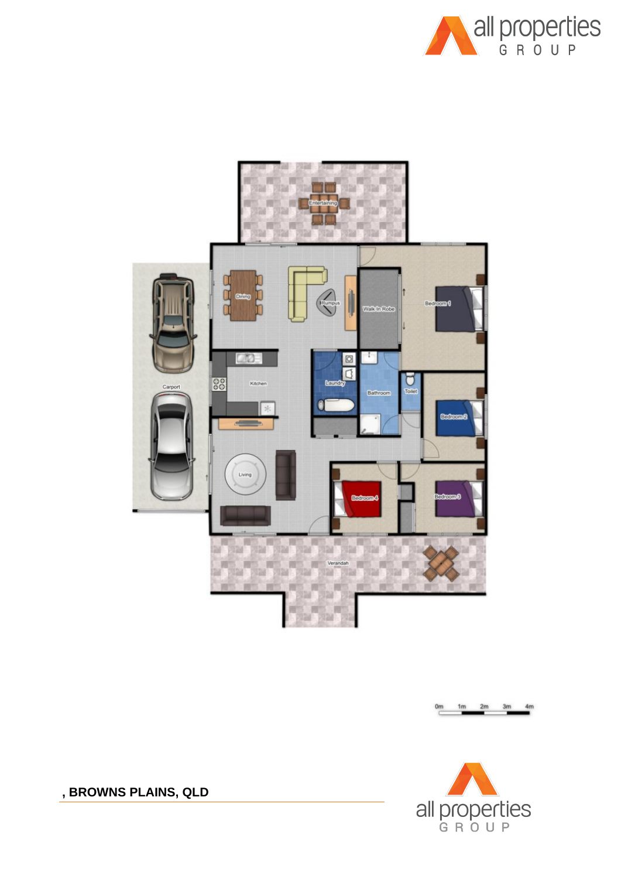, BROWNS PLAINS, QLD